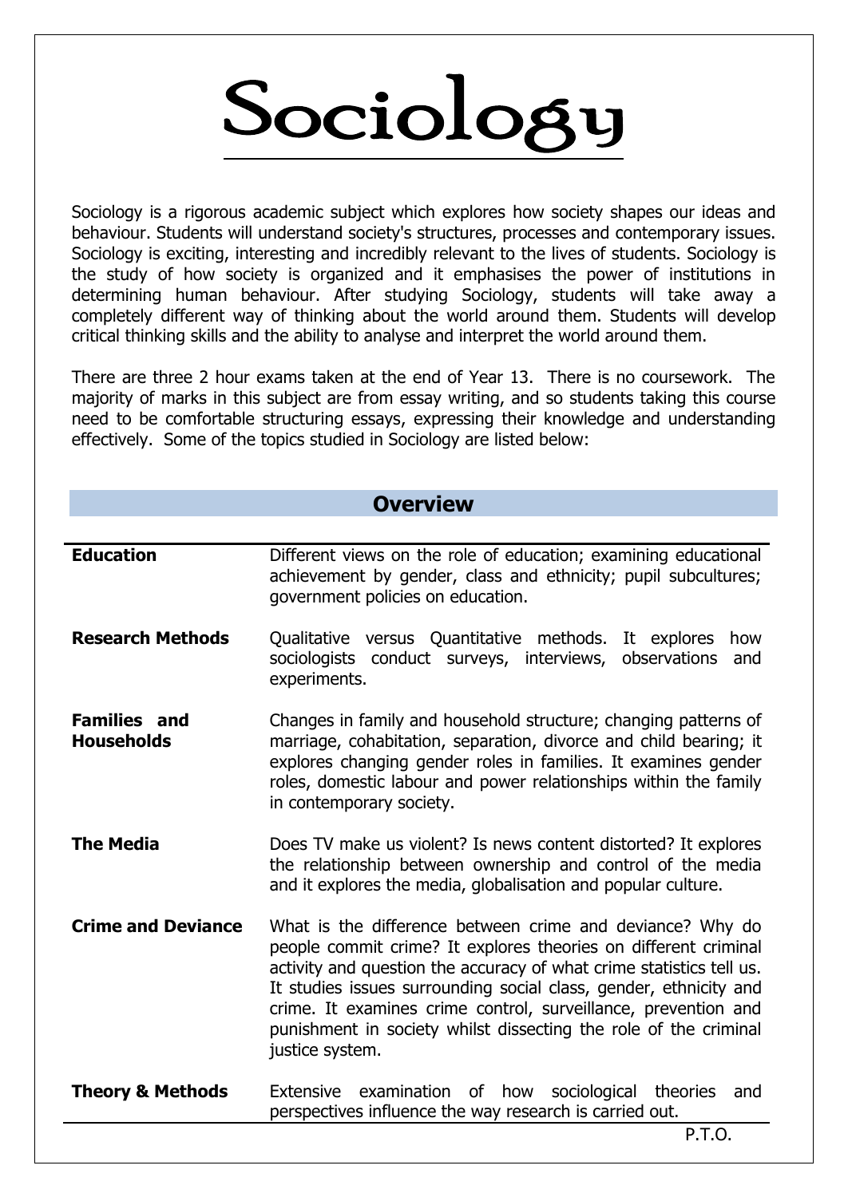# Sociology

Sociology is a rigorous academic subject which explores how society shapes our ideas and behaviour. Students will understand society's structures, processes and contemporary issues. Sociology is exciting, interesting and incredibly relevant to the lives of students. Sociology is the study of how society is organized and it emphasises the power of institutions in determining human behaviour. After studying Sociology, students will take away a completely different way of thinking about the world around them. Students will develop critical thinking skills and the ability to analyse and interpret the world around them.

There are three 2 hour exams taken at the end of Year 13. There is no coursework. The majority of marks in this subject are from essay writing, and so students taking this course need to be comfortable structuring essays, expressing their knowledge and understanding effectively. Some of the topics studied in Sociology are listed below:

## Overview

| | |
|---|---|
| **Education** | Different views on the role of education; examining educational achievement by gender, class and ethnicity; pupil subcultures; government policies on education. |
| **Research Methods** | Qualitative versus Quantitative methods. It explores how sociologists conduct surveys, interviews, observations and experiments. |
| **Families and Households** | Changes in family and household structure; changing patterns of marriage, cohabitation, separation, divorce and child bearing; it explores changing gender roles in families. It examines gender roles, domestic labour and power relationships within the family in contemporary society. |
| **The Media** | Does TV make us violent? Is news content distorted? It explores the relationship between ownership and control of the media and it explores the media, globalisation and popular culture. |
| **Crime and Deviance** | What is the difference between crime and deviance? Why do people commit crime? It explores theories on different criminal activity and question the accuracy of what crime statistics tell us. It studies issues surrounding social class, gender, ethnicity and crime. It examines crime control, surveillance, prevention and punishment in society whilst dissecting the role of the criminal justice system. |
| **Theory & Methods** | Extensive examination of how sociological theories and perspectives influence the way research is carried out. |

P.T.O.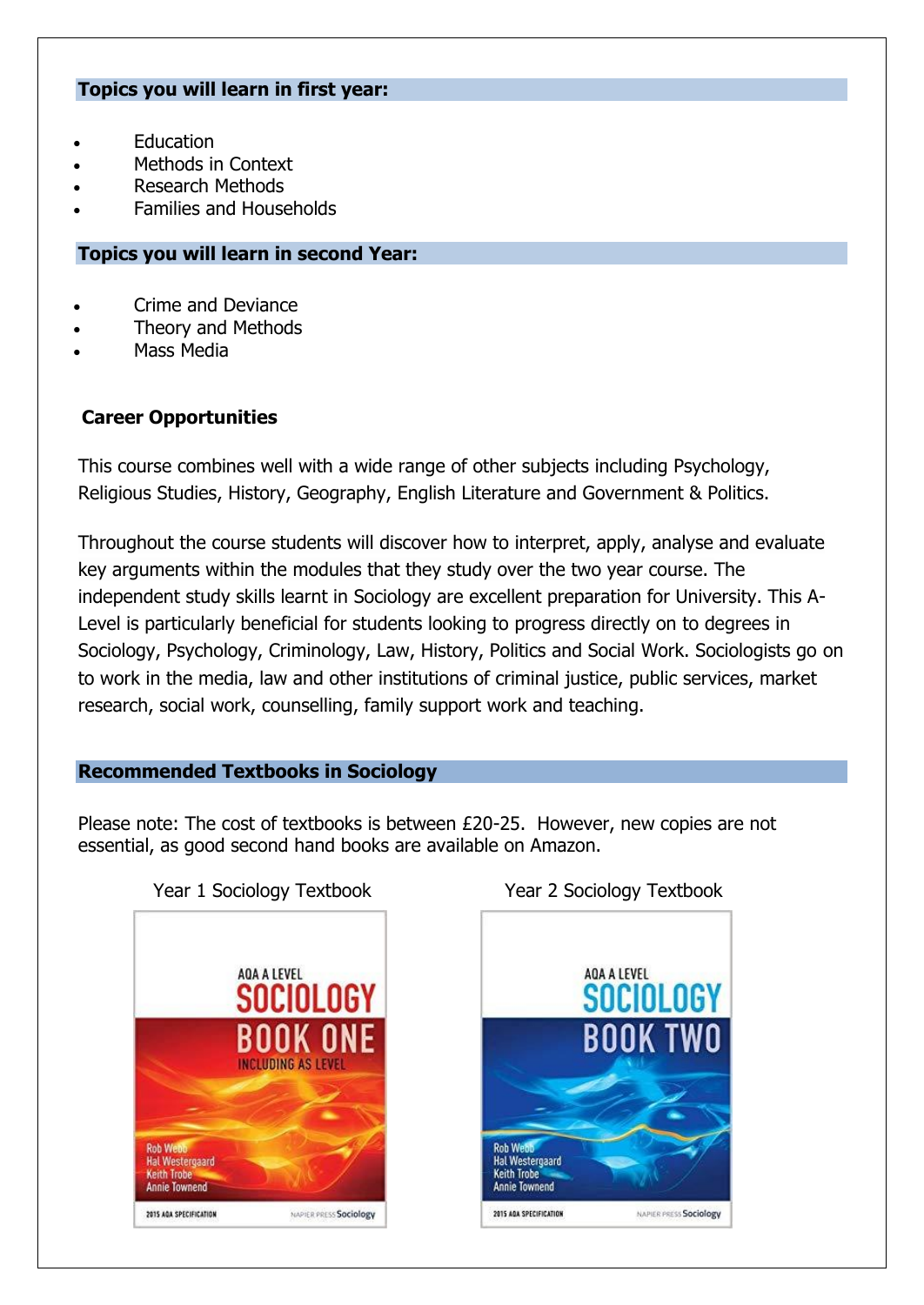## Topics you will learn in first year:

- Education
- Methods in Context
- Research Methods
- Families and Households

## Topics you will learn in second Year:

- Crime and Deviance
- Theory and Methods
- Mass Media

## Career Opportunities

This course combines well with a wide range of other subjects including Psychology, Religious Studies, History, Geography, English Literature and Government & Politics.

Throughout the course students will discover how to interpret, apply, analyse and evaluate key arguments within the modules that they study over the two year course. The independent study skills learnt in Sociology are excellent preparation for University. This A-Level is particularly beneficial for students looking to progress directly on to degrees in Sociology, Psychology, Criminology, Law, History, Politics and Social Work. Sociologists go on to work in the media, law and other institutions of criminal justice, public services, market research, social work, counselling, family support work and teaching.

## Recommended Textbooks in Sociology

Please note: The cost of textbooks is between £20-25. However, new copies are not essential, as good second hand books are available on Amazon.

Year 1 Sociology Textbook

AQA A LEVEL SOCIOLOGY BOOK ONE INCLUDING AS LEVEL

Rob Webb, Hal Westergaard, Keith Trobe, Annie Townend

2015 AQA SPECIFICATION — NAPIER PRESS Sociology

Year 2 Sociology Textbook

AQA A LEVEL SOCIOLOGY BOOK TWO

Rob Webb, Hal Westergaard, Keith Trobe, Annie Townend

2015 AQA SPECIFICATION — NAPIER PRESS Sociology